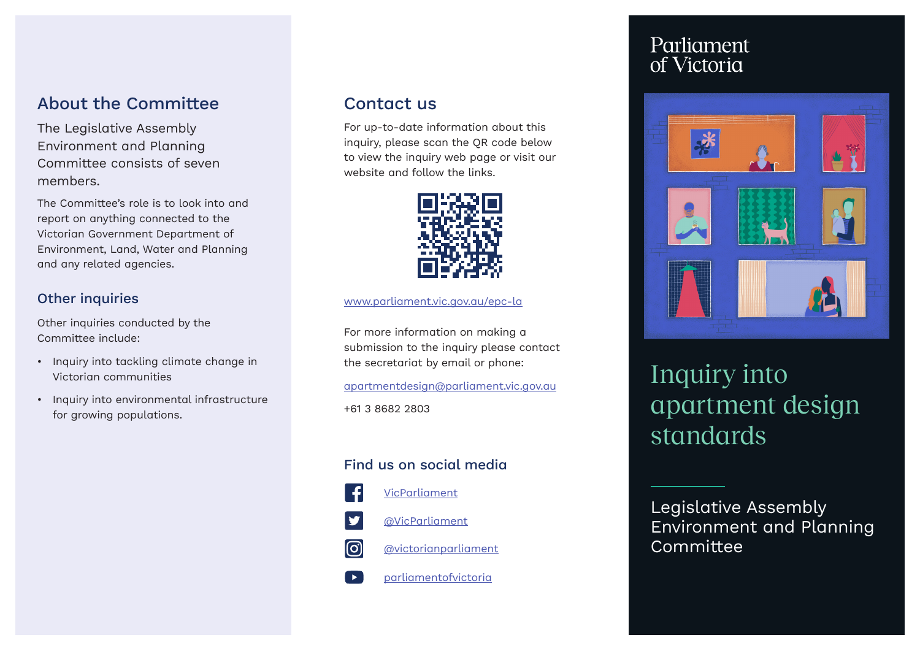## About the Committee

The Legislative Assembly Environment and Planning Committee consists of seven members.

The Committee's role is to look into and report on anything connected to the Victorian Government Department of Environment, Land, Water and Planning and any related agencies.

## Other inquiries

Other inquiries conducted by the Committee include:

- Inquiry into tackling climate change in Victorian communities
- Inquiry into environmental infrastructure for growing populations.

## Contact us

For up-to-date information about this inquiry, please scan the QR code below to view the inquiry web page or visit our website and follow the links.

www.parliament.vic.gov.au/epc-la

For more information on making a submission to the inquiry please contact the secretariat by email or phone:

apartmentdesign@parliament.vic.gov.au

+61 3 8682 2803

## Find us on social media

VicParliament

@VicParliament

@victorianparliament

parliamentofvictoria

Parliament of Victoria

# Inquiry into apartment design standards

Legislative Assembly Environment and Planning Committee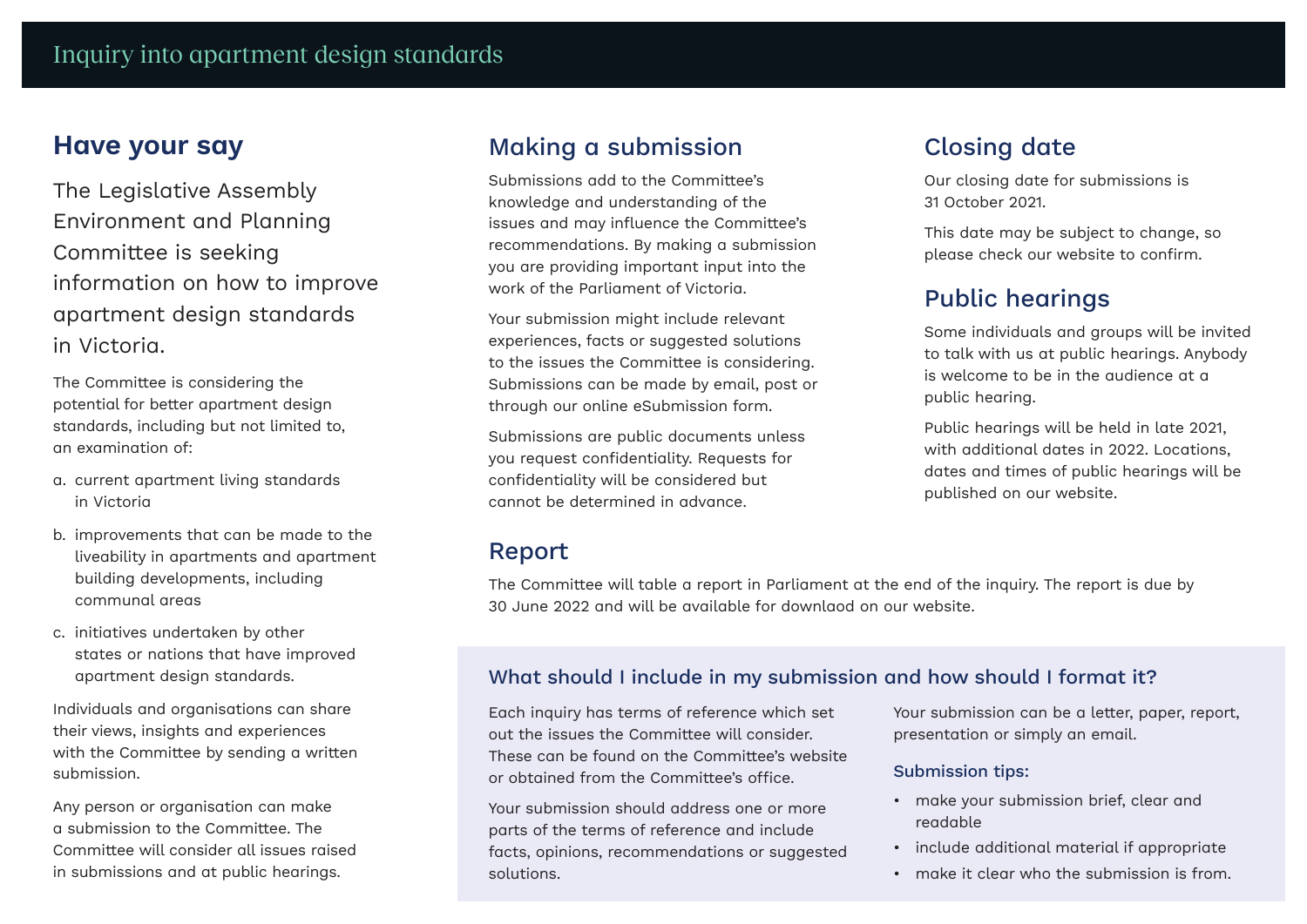# Inquiry into apartment design standards

## Have your say

The Legislative Assembly Environment and Planning Committee is seeking information on how to improve apartment design standards in Victoria.

The Committee is considering the potential for better apartment design standards, including but not limited to, an examination of:

a. current apartment living standards in Victoria

b. improvements that can be made to the liveability in apartments and apartment building developments, including communal areas

c. initiatives undertaken by other states or nations that have improved apartment design standards.

Individuals and organisations can share their views, insights and experiences with the Committee by sending a written submission.

Any person or organisation can make a submission to the Committee. The Committee will consider all issues raised in submissions and at public hearings.

## Making a submission

Submissions add to the Committee's knowledge and understanding of the issues and may influence the Committee's recommendations. By making a submission you are providing important input into the work of the Parliament of Victoria.

Your submission might include relevant experiences, facts or suggested solutions to the issues the Committee is considering. Submissions can be made by email, post or through our online eSubmission form.

Submissions are public documents unless you request confidentiality. Requests for confidentiality will be considered but cannot be determined in advance.

## Closing date

Our closing date for submissions is 31 October 2021.

This date may be subject to change, so please check our website to confirm.

## Public hearings

Some individuals and groups will be invited to talk with us at public hearings. Anybody is welcome to be in the audience at a public hearing.

Public hearings will be held in late 2021, with additional dates in 2022. Locations, dates and times of public hearings will be published on our website.

## Report

The Committee will table a report in Parliament at the end of the inquiry. The report is due by 30 June 2022 and will be available for downlaod on our website.

### What should I include in my submission and how should I format it?

Each inquiry has terms of reference which set out the issues the Committee will consider. These can be found on the Committee's website or obtained from the Committee's office.

Your submission should address one or more parts of the terms of reference and include facts, opinions, recommendations or suggested solutions.

Your submission can be a letter, paper, report, presentation or simply an email.

**Submission tips:**

- make your submission brief, clear and readable
- include additional material if appropriate
- make it clear who the submission is from.